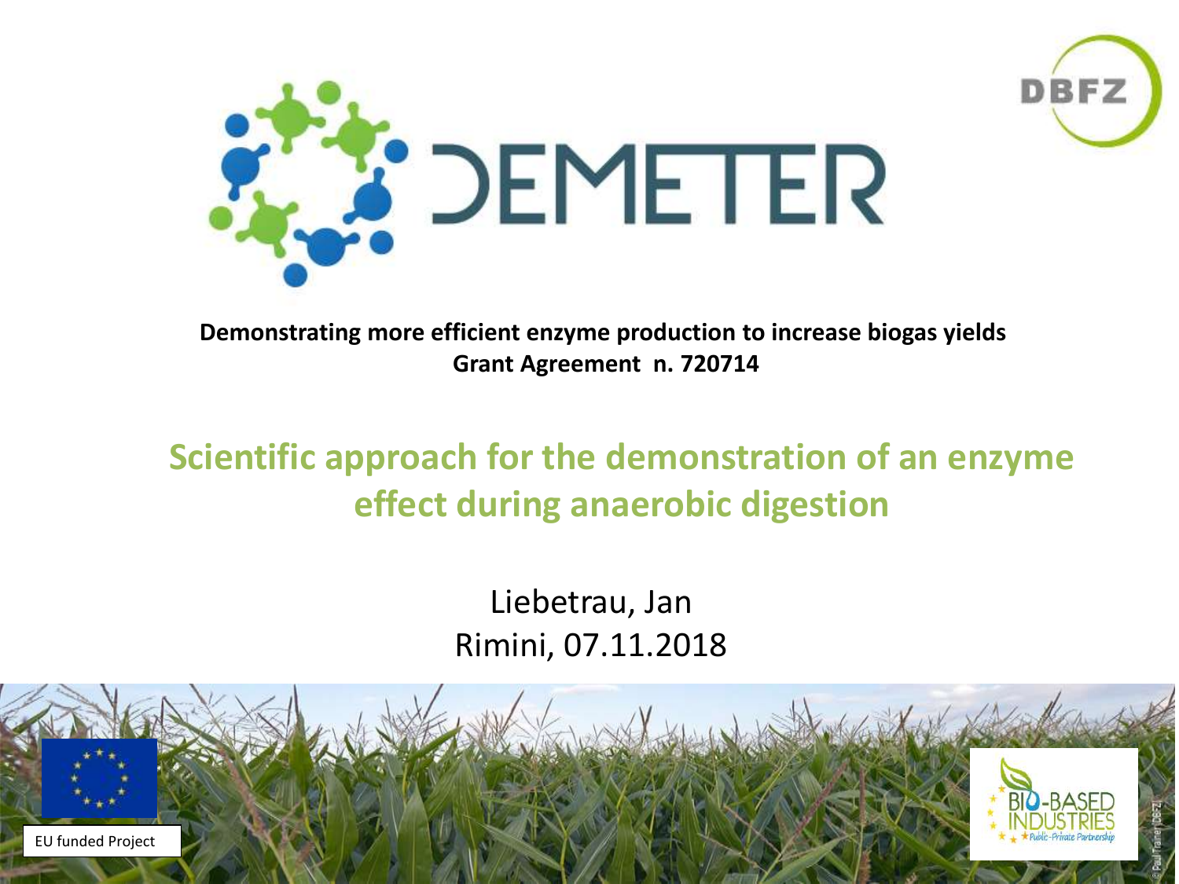# DEMETER

**Demonstrating more efficient enzyme production to increase biogas yields**
**Grant Agreement n. 720714**

## Scientific approach for the demonstration of an enzyme effect during anaerobic digestion

Liebetrau, Jan
Rimini, 07.11.2018

EU funded Project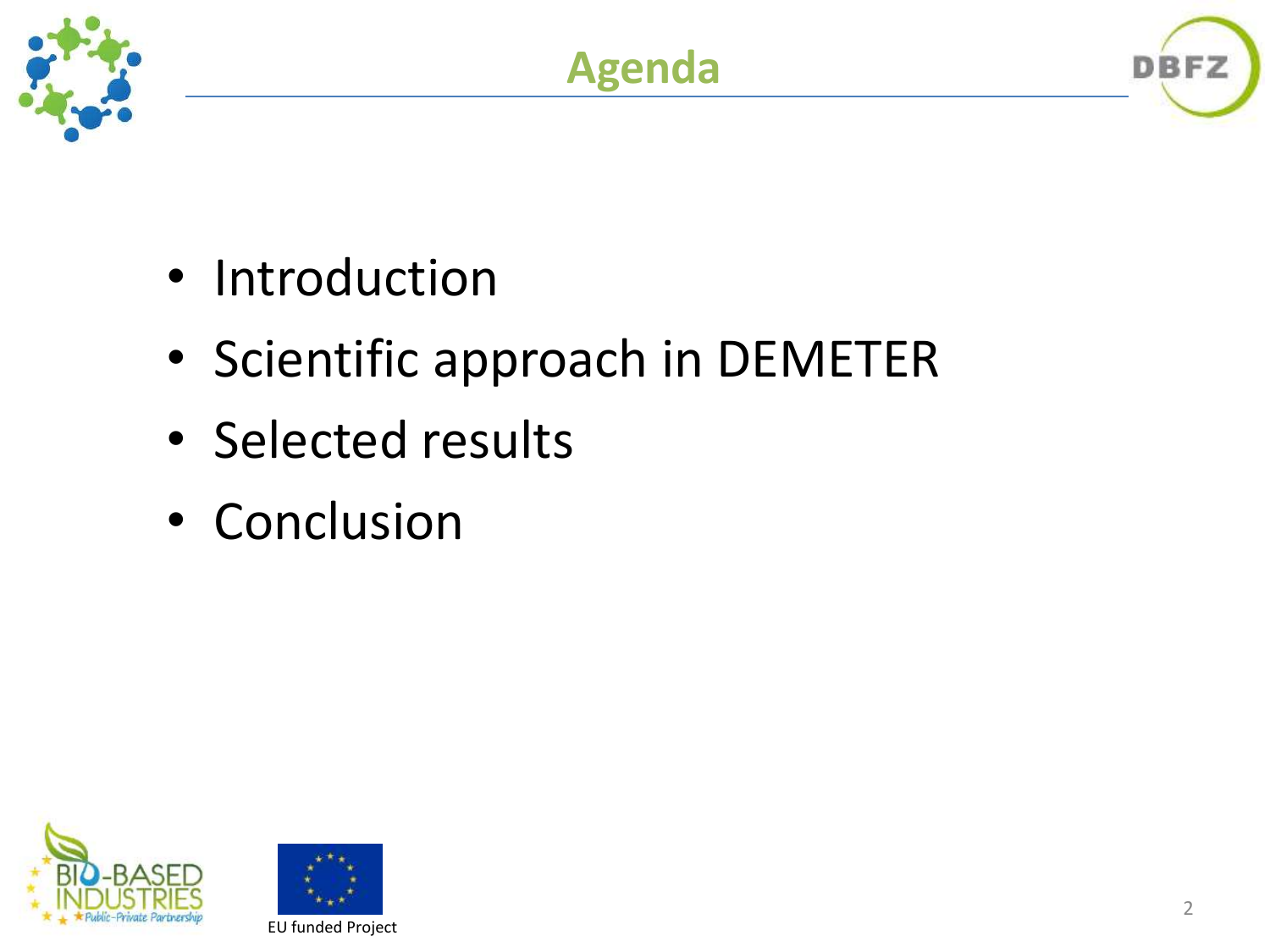# Agenda

- Introduction
- Scientific approach in DEMETER
- Selected results
- Conclusion

EU funded Project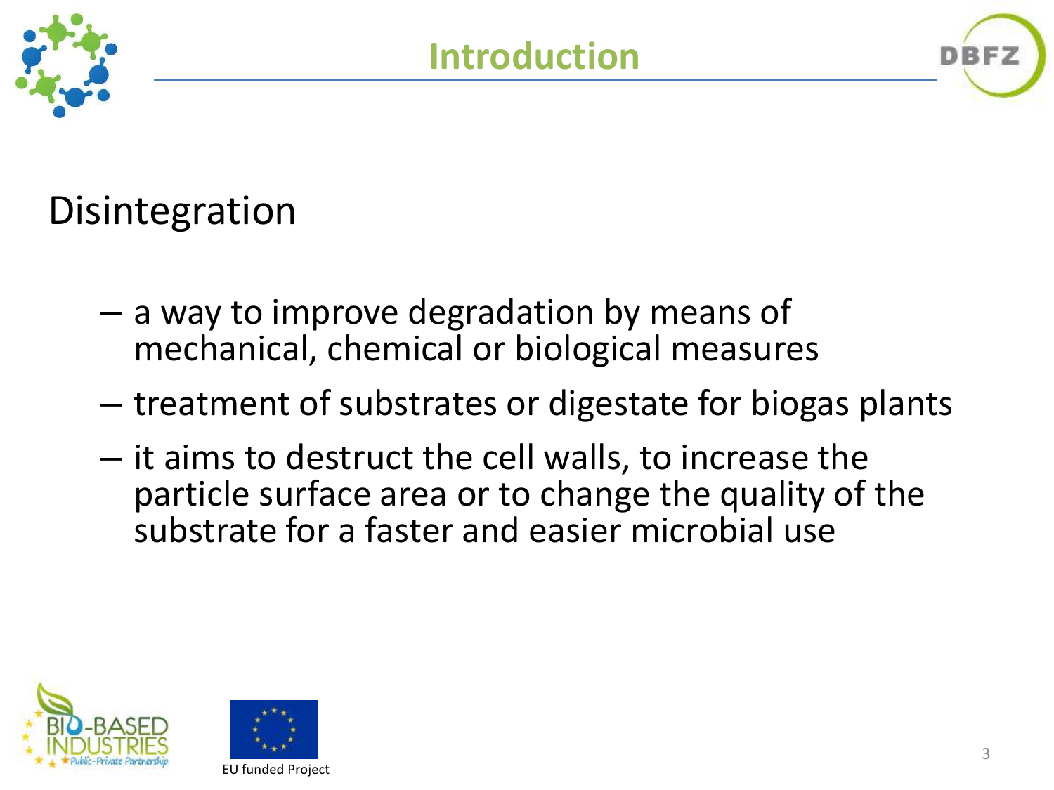# Introduction

## Disintegration

- a way to improve degradation by means of mechanical, chemical or biological measures
- treatment of substrates or digestate for biogas plants
- it aims to destruct the cell walls, to increase the particle surface area or to change the quality of the substrate for a faster and easier microbial use

EU funded Project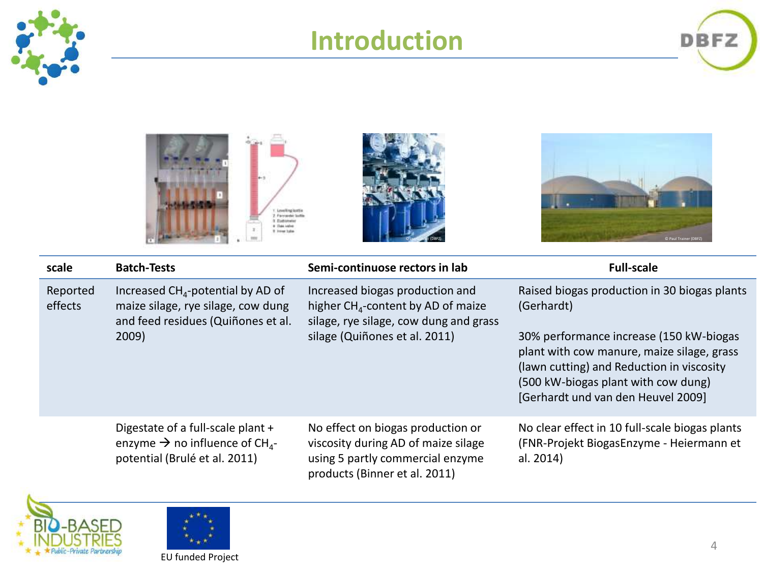# Introduction

| scale | Batch-Tests | Semi-continuose rectors in lab | Full-scale |
|---|---|---|---|
| Reported effects | Increased $CH_4$-potential by AD of maize silage, rye silage, cow dung and feed residues (Quiñones et al. 2009) | Increased biogas production and higher $CH_4$-content by AD of maize silage, rye silage, cow dung and grass silage (Quiñones et al. 2011) | Raised biogas production in 30 biogas plants (Gerhardt)<br><br>30% performance increase (150 kW-biogas plant with cow manure, maize silage, grass (lawn cutting) and Reduction in viscosity (500 kW-biogas plant with cow dung) [Gerhardt und van den Heuvel 2009] |
| | Digestate of a full-scale plant + enzyme → no influence of $CH_4$-potential (Brulé et al. 2011) | No effect on biogas production or viscosity during AD of maize silage using 5 partly commercial enzyme products (Binner et al. 2011) | No clear effect in 10 full-scale biogas plants (FNR-Projekt BiogasEnzyme - Heiermann et al. 2014) |

EU funded Project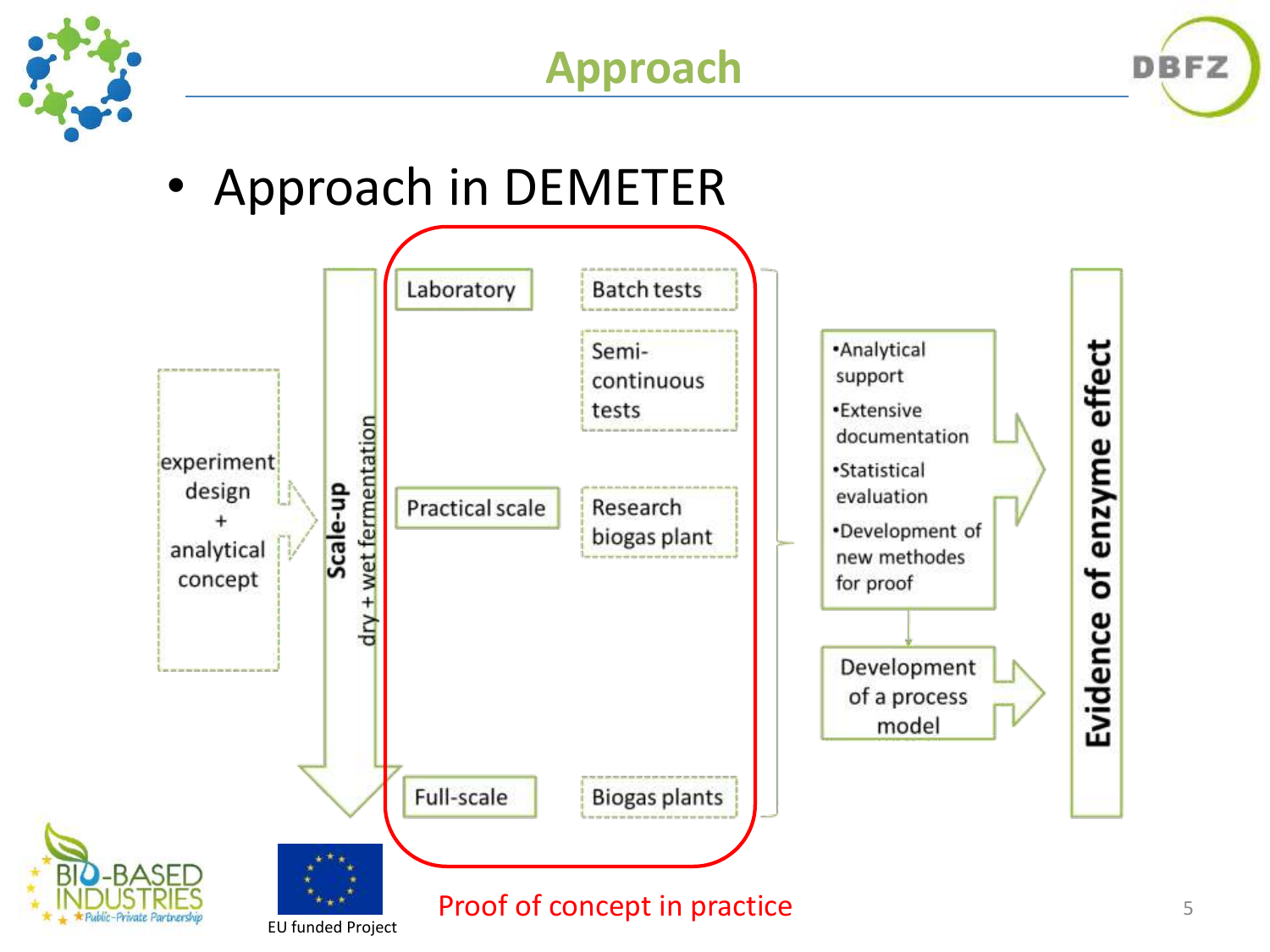# Approach

- Approach in DEMETER

experiment design + analytical concept

**Scale-up**
dry + wet fermentation

| | |
|---|---|
| Laboratory | Batch tests |
| | Semi-continuous tests |
| Practical scale | Research biogas plant |
| Full-scale | Biogas plants |

- Analytical support
- Extensive documentation
- Statistical evaluation
- Development of new methodes for proof

Development of a process model

**Evidence of enzyme effect**

Proof of concept in practice

EU funded Project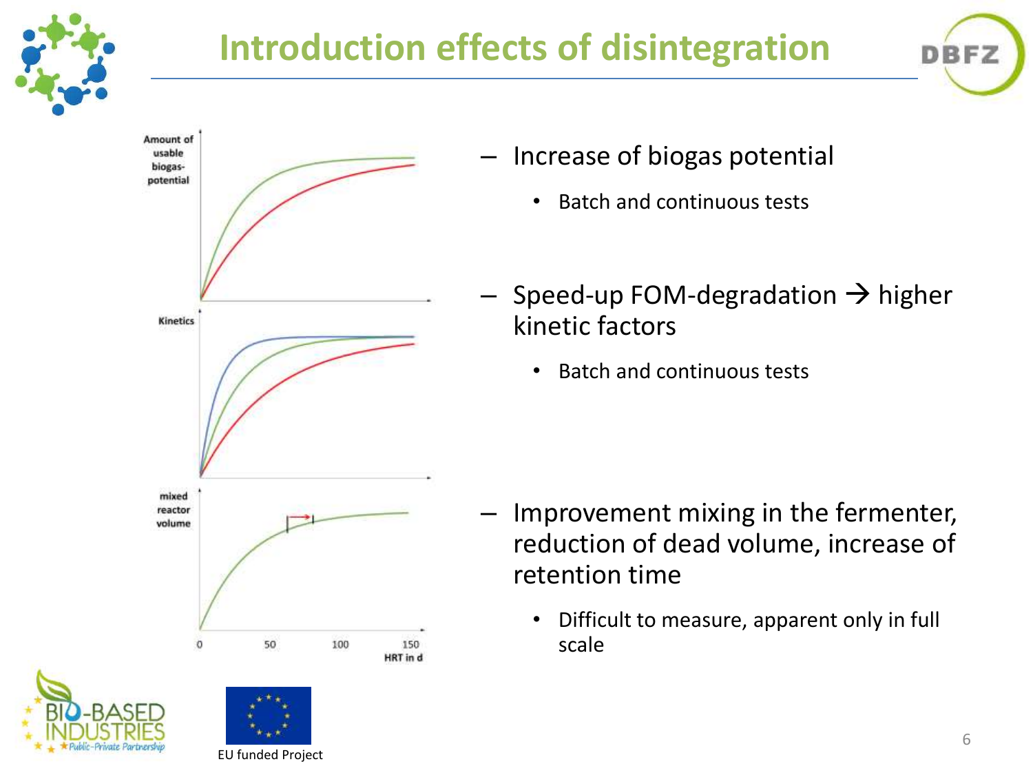# Introduction effects of disintegration

– Increase of biogas potential
  - Batch and continuous tests

– Speed-up FOM-degradation → higher kinetic factors
  - Batch and continuous tests

– Improvement mixing in the fermenter, reduction of dead volume, increase of retention time
  - Difficult to measure, apparent only in full scale

EU funded Project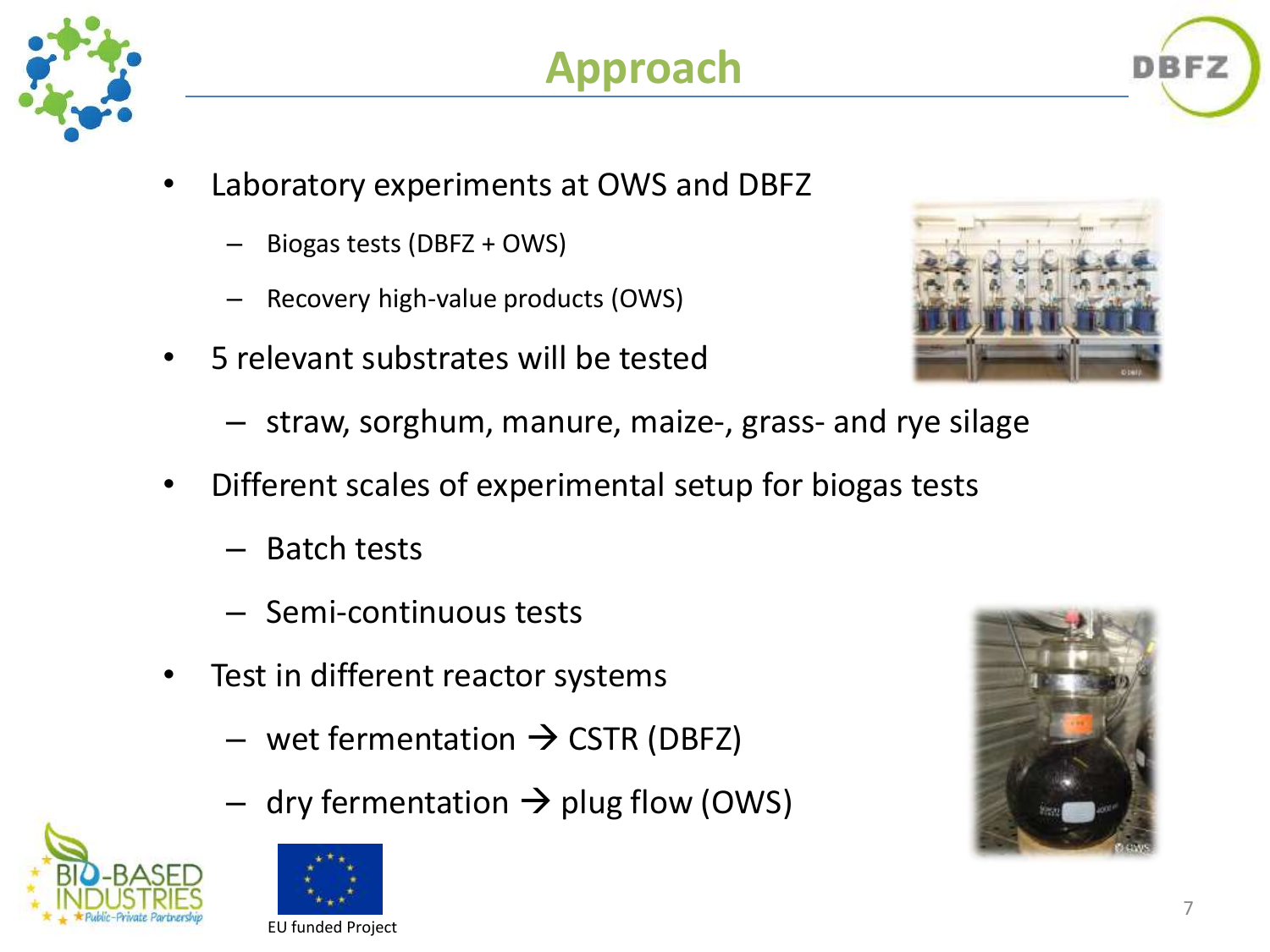# Approach

- Laboratory experiments at OWS and DBFZ
  - Biogas tests (DBFZ + OWS)
  - Recovery high-value products (OWS)
- 5 relevant substrates will be tested
  - straw, sorghum, manure, maize-, grass- and rye silage
- Different scales of experimental setup for biogas tests
  - Batch tests
  - Semi-continuous tests
- Test in different reactor systems
  - wet fermentation → CSTR (DBFZ)
  - dry fermentation → plug flow (OWS)

EU funded Project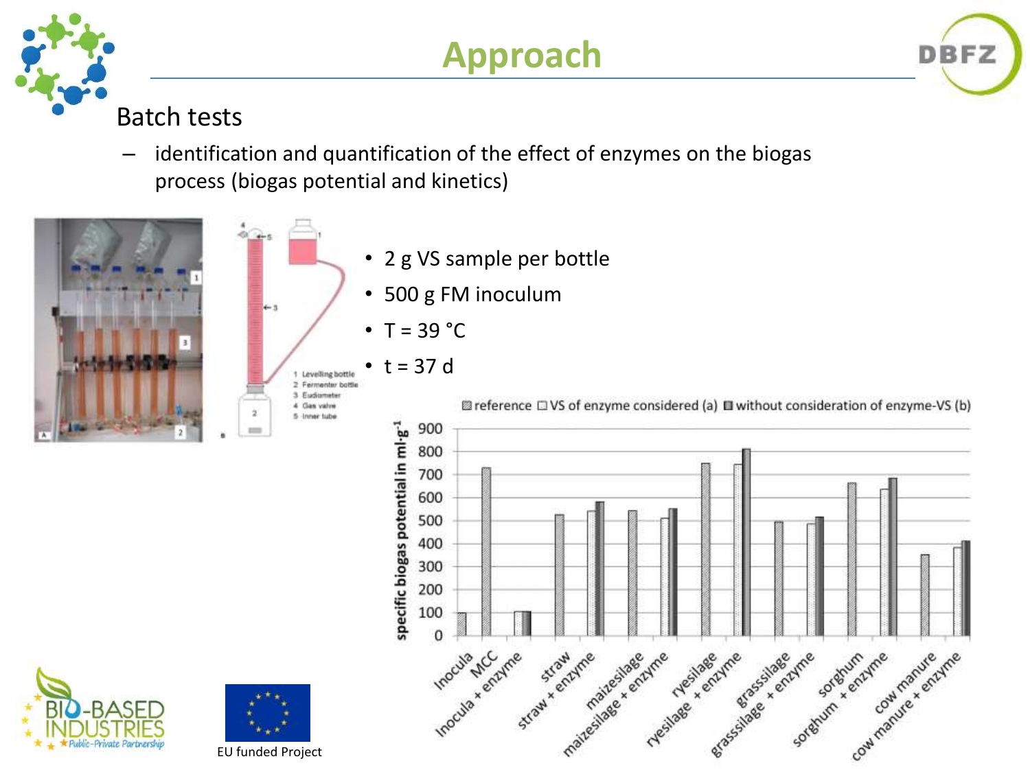# Approach

## Batch tests

– identification and quantification of the effect of enzymes on the biogas process (biogas potential and kinetics)

- 2 g VS sample per bottle
- 500 g FM inoculum
- T = 39 °C
- t = 37 d

1 Levelling bottle
2 Fermenter bottle
3 Eudiometer
4 Gas valve
5 Inner tube

reference □ VS of enzyme considered (a) ■ without consideration of enzyme-VS (b)

specific biogas potential in $ml \cdot g^{-1}$

Inocula, MCC, Inocula + enzyme, straw, straw + enzyme, maizesilage, maizesilage + enzyme, ryesilage, ryesilage + enzyme, grasssilage, grasssilage + enzyme, sorghum, sorghum + enzyme, cow manure, cow manure + enzyme

EU funded Project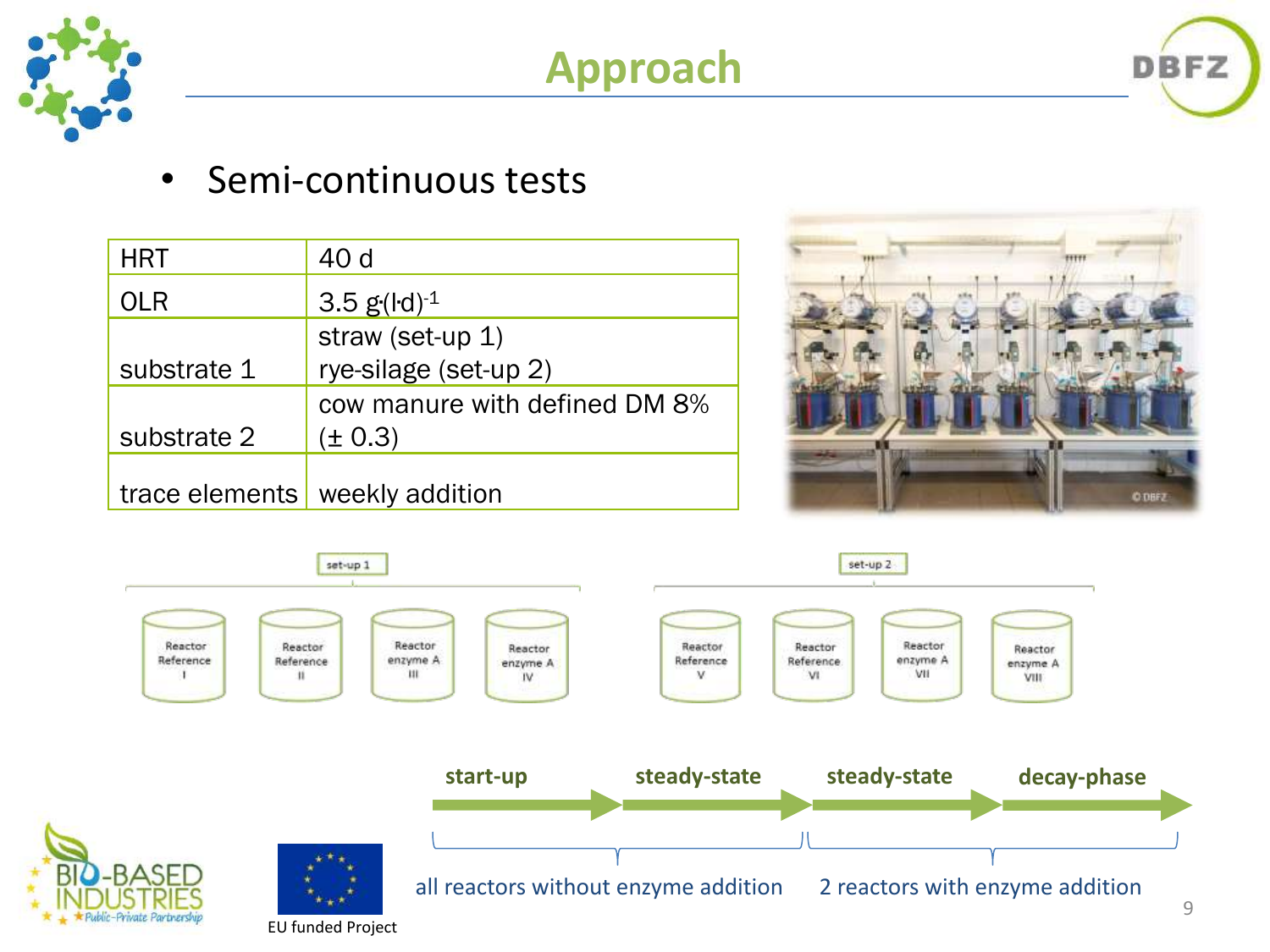# Approach

- Semi-continuous tests

| | |
|---|---|
| HRT | 40 d |
| OLR | 3.5 g·(l·d)$^{-1}$ |
| substrate 1 | straw (set-up 1)<br>rye-silage (set-up 2) |
| substrate 2 | cow manure with defined DM 8% (± 0.3) |
| trace elements | weekly addition |

set-up 1: Reactor Reference I, Reactor Reference II, Reactor enzyme A III, Reactor enzyme A IV

set-up 2: Reactor Reference V, Reactor Reference VI, Reactor enzyme A VII, Reactor enzyme A VIII

**start-up** → **steady-state** → **steady-state** → **decay-phase**

all reactors without enzyme addition | 2 reactors with enzyme addition

EU funded Project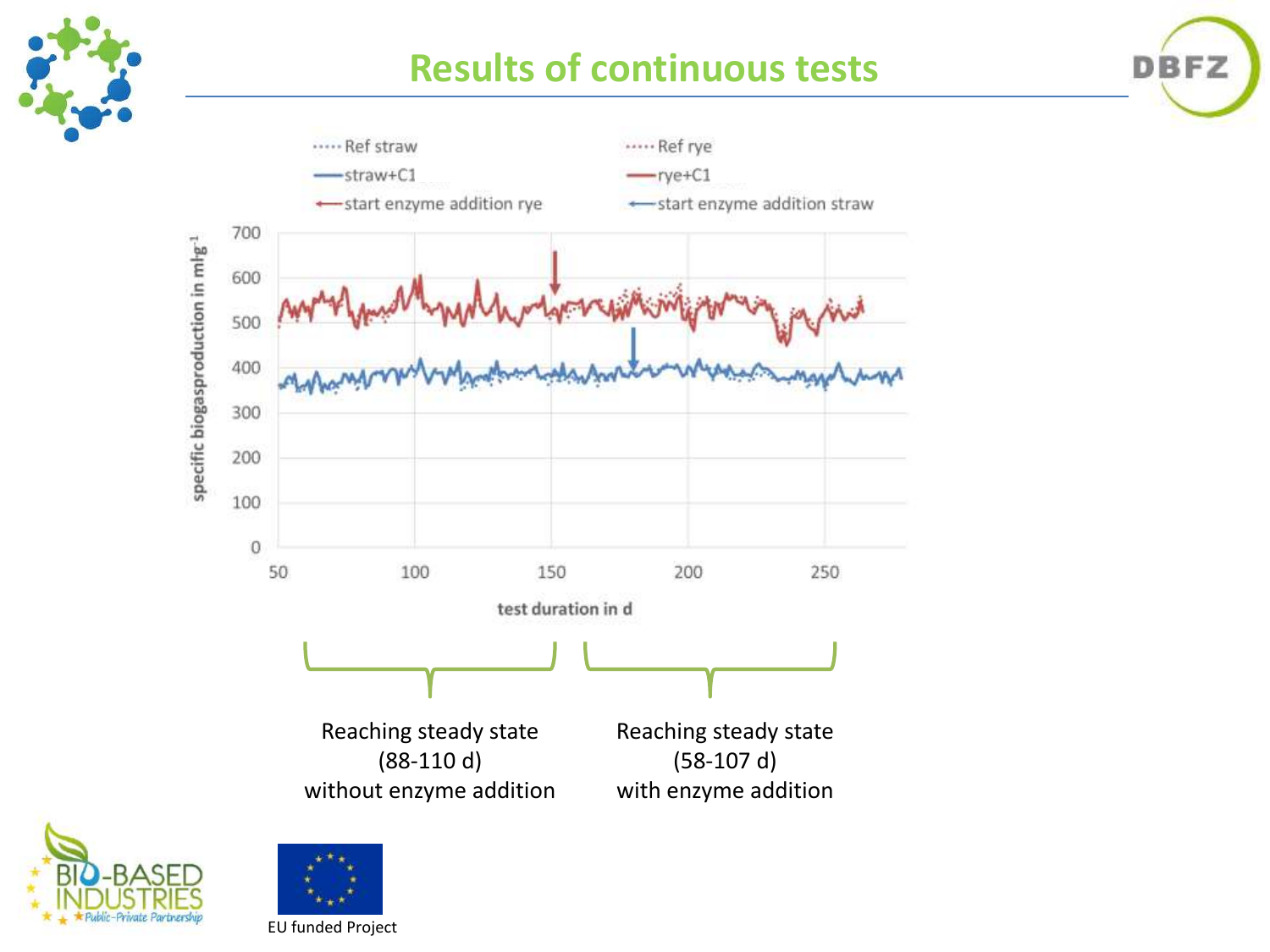# Results of continuous tests

Ref straw | Ref rye | straw+C1 | rye+C1 | start enzyme addition rye | start enzyme addition straw

specific biogasproduction in $ml \cdot g^{-1}$

test duration in d

Reaching steady state (88-110 d) without enzyme addition

Reaching steady state (58-107 d) with enzyme addition

EU funded Project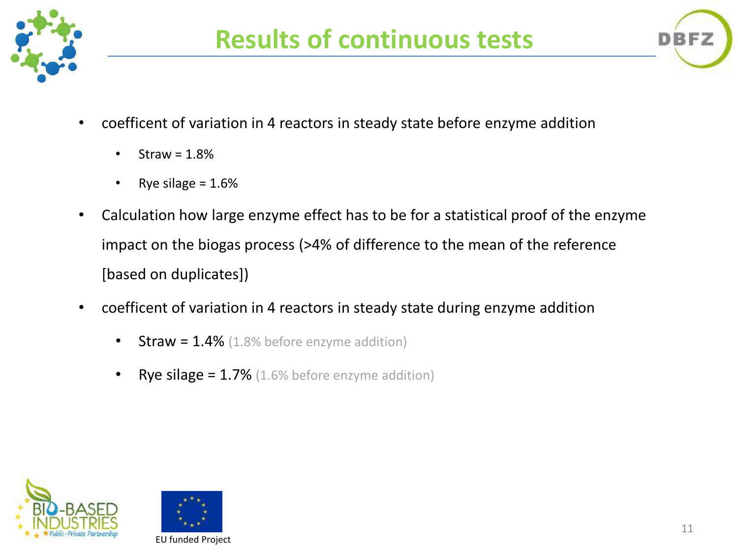# Results of continuous tests

- coefficent of variation in 4 reactors in steady state before enzyme addition
  - Straw = 1.8%
  - Rye silage = 1.6%
- Calculation how large enzyme effect has to be for a statistical proof of the enzyme impact on the biogas process (>4% of difference to the mean of the reference [based on duplicates])
- coefficent of variation in 4 reactors in steady state during enzyme addition
  - Straw = 1.4% (1.8% before enzyme addition)
  - Rye silage = 1.7% (1.6% before enzyme addition)

EU funded Project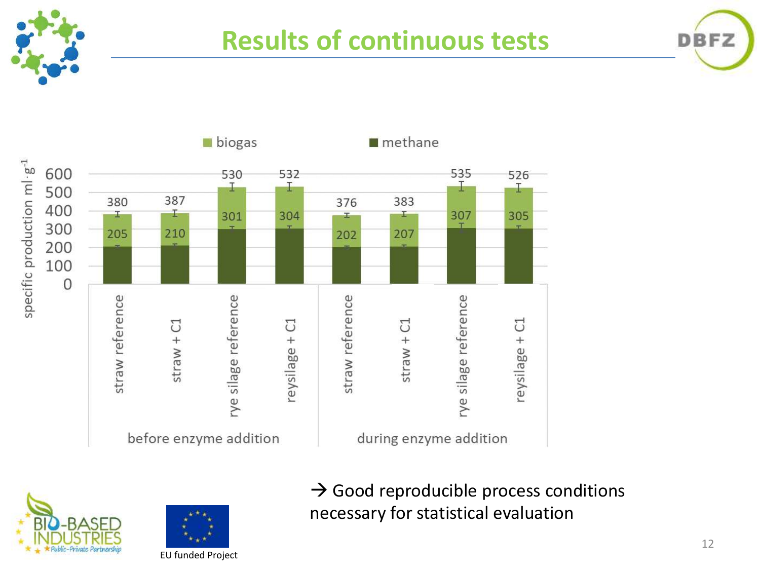# Results of continuous tests

| | | biogas | methane |
|---|---|---|---|
| before enzyme addition | straw reference | 380 | 205 |
| | straw + C1 | 387 | 210 |
| | rye silage reference | 530 | 301 |
| | reysilage + C1 | 532 | 304 |
| during enzyme addition | straw reference | 376 | 202 |
| | straw + C1 | 383 | 207 |
| | rye silage reference | 535 | 307 |
| | reysilage + C1 | 526 | 305 |

specific production ml·g$^{-1}$

→ Good reproducible process conditions necessary for statistical evaluation

EU funded Project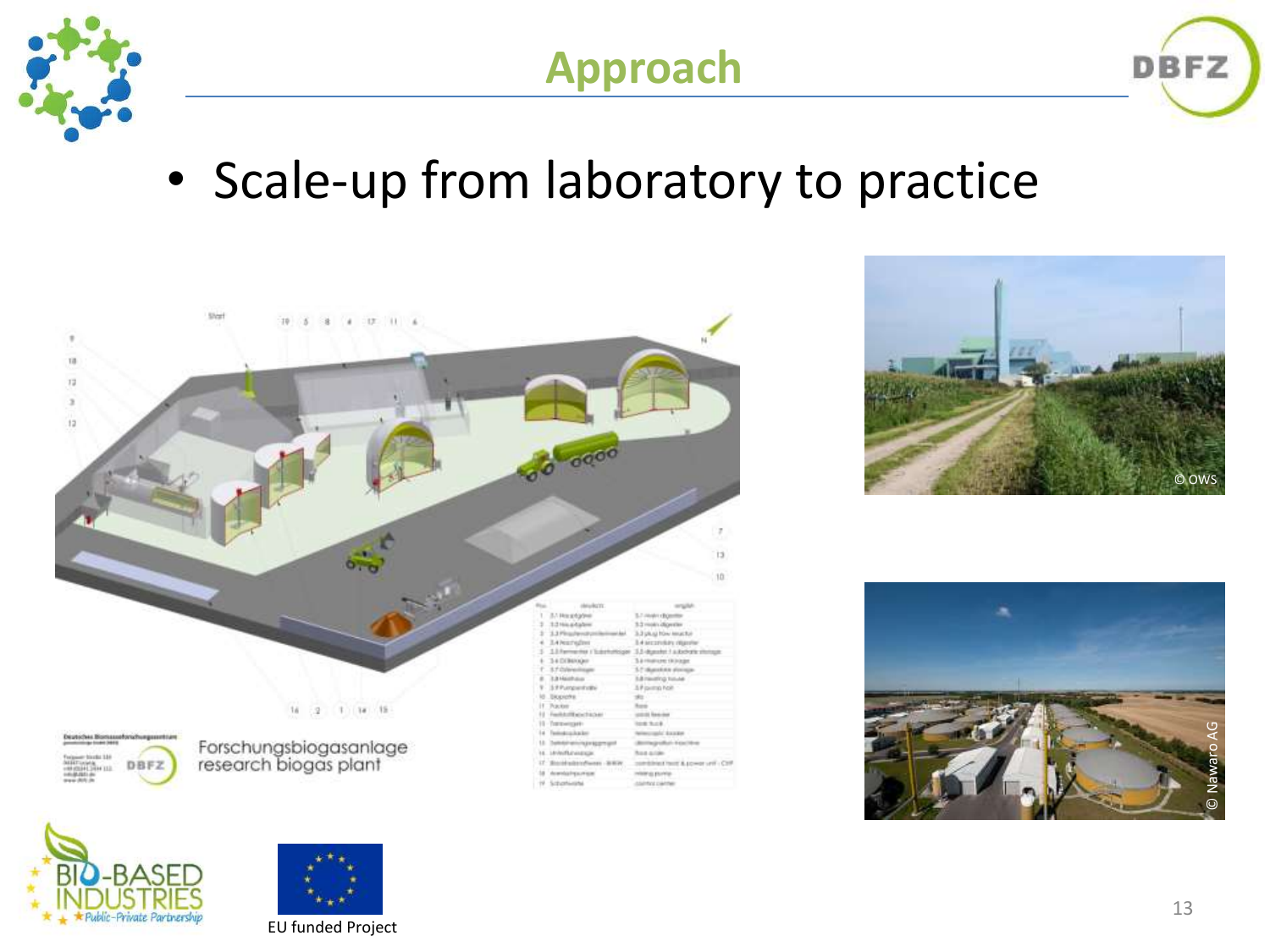# Approach

- Scale-up from laboratory to practice

Forschungsbiogasanlage
research biogas plant

© OWS

© Nawaro AG

EU funded Project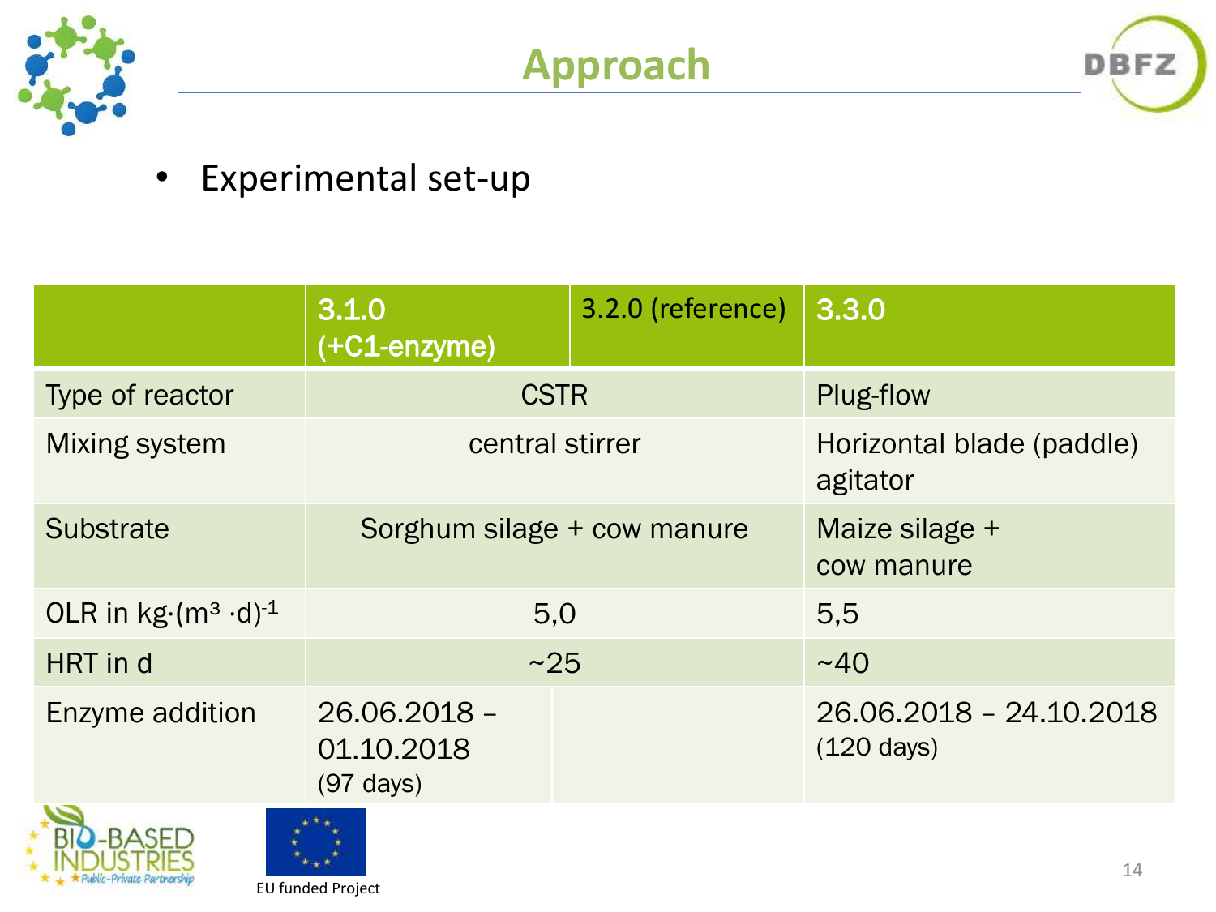# Approach

- Experimental set-up

| | 3.1.0 (+C1-enzyme) | 3.2.0 (reference) | 3.3.0 |
|---|---|---|---|
| Type of reactor | CSTR | | Plug-flow |
| Mixing system | central stirrer | | Horizontal blade (paddle) agitator |
| Substrate | Sorghum silage + cow manure | | Maize silage + cow manure |
| OLR in $kg \cdot (m^3 \cdot d)^{-1}$ | 5,0 | | 5,5 |
| HRT in d | ~25 | | ~40 |
| Enzyme addition | 26.06.2018 – 01.10.2018 (97 days) | | 26.06.2018 – 24.10.2018 (120 days) |

EU funded Project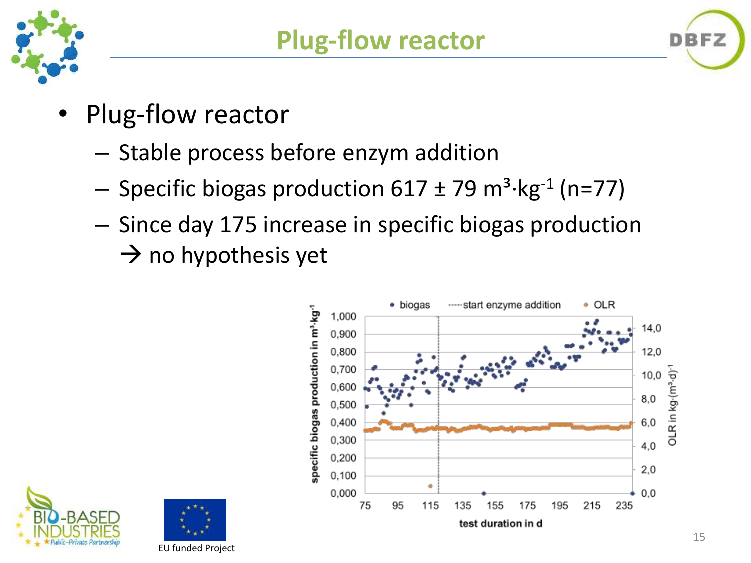# Plug-flow reactor

- Plug-flow reactor
  - Stable process before enzym addition
  - Specific biogas production 617 ± 79 $m^3 \cdot kg^{-1}$ (n=77)
  - Since day 175 increase in specific biogas production
    → no hypothesis yet

EU funded Project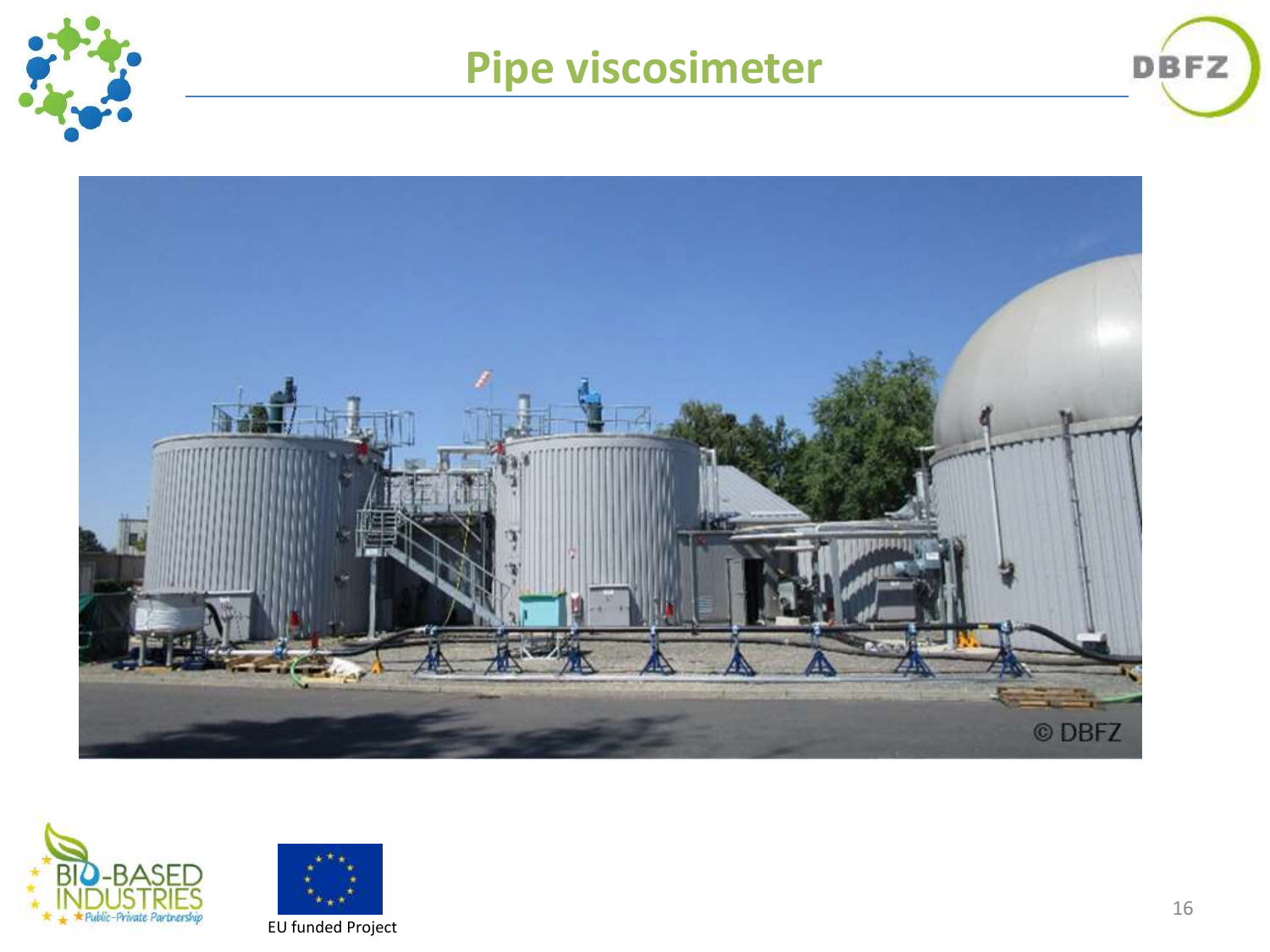# Pipe viscosimeter

© DBFZ

EU funded Project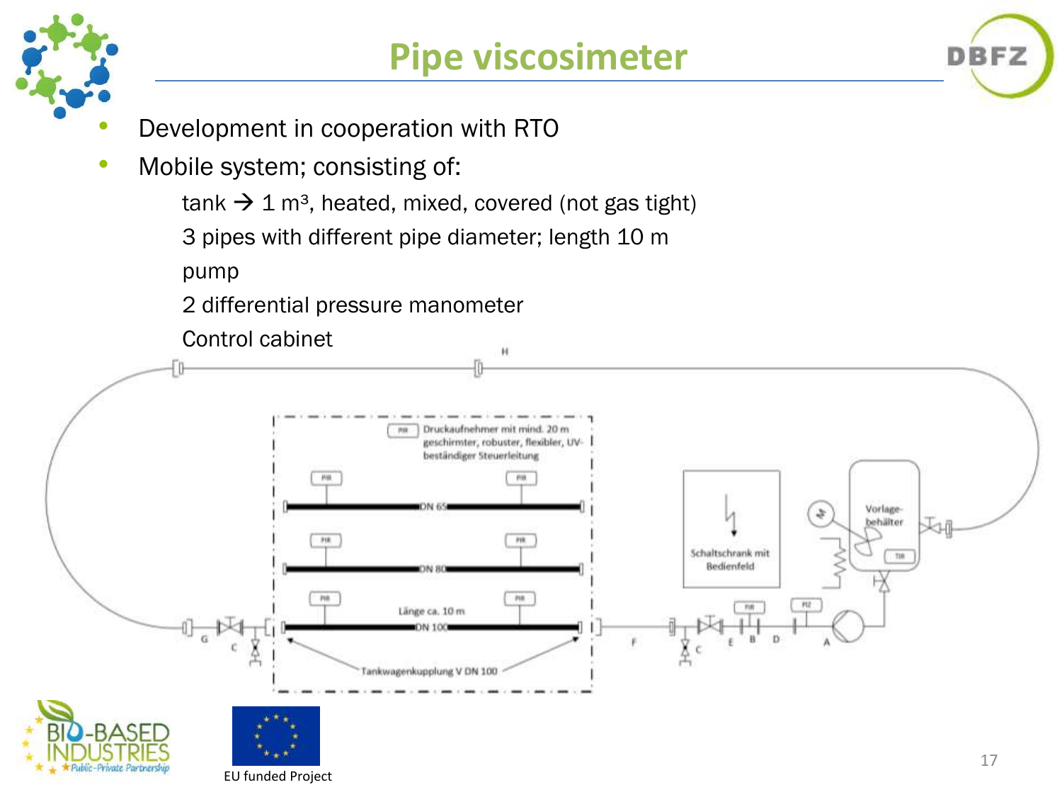# Pipe viscosimeter

- Development in cooperation with RTO
- Mobile system; consisting of:
  - tank → 1 m³, heated, mixed, covered (not gas tight)
  - 3 pipes with different pipe diameter; length 10 m
  - pump
  - 2 differential pressure manometer
  - Control cabinet

H

PIR Druckaufnehmer mit mind. 20 m geschirmter, robuster, flexibler, UV-beständiger Steuerleitung

PIR PIR DN 65

PIR PIR DN 80

PIR PIR Länge ca. 10 m DN 100

Tankwagenkupplung V DN 100

Schaltschrank mit Bedienfeld

Vorlage-behälter TIR

PIR PIZ

G C C F C E B D A

EU funded Project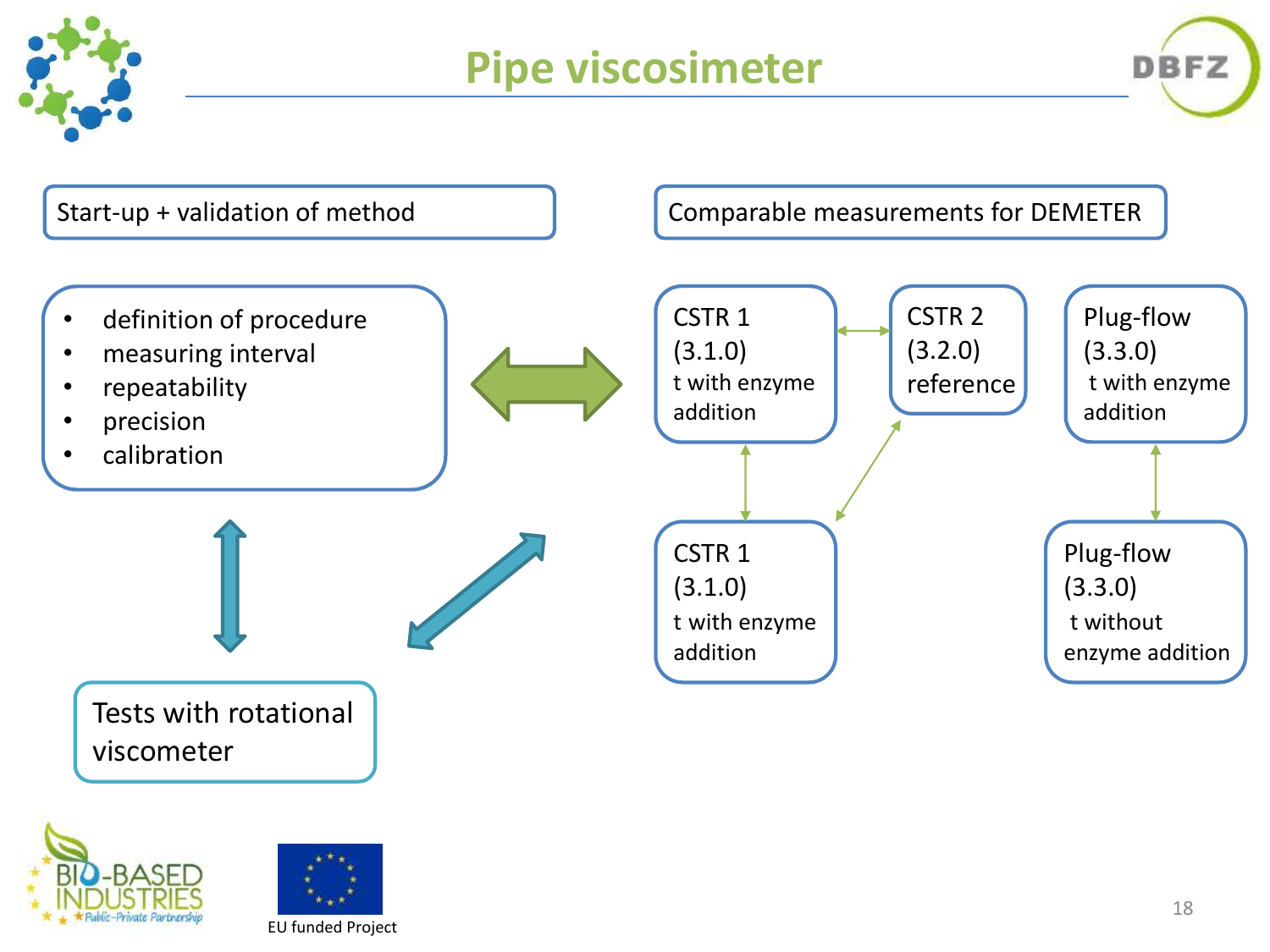# Pipe viscosimeter

Start-up + validation of method

- definition of procedure
- measuring interval
- repeatability
- precision
- calibration

Tests with rotational viscometer

Comparable measurements for DEMETER

CSTR 1
(3.1.0)
t with enzyme addition

CSTR 2
(3.2.0)
reference

Plug-flow
(3.3.0)
t with enzyme addition

CSTR 1
(3.1.0)
t with enzyme addition

Plug-flow
(3.3.0)
t without enzyme addition

EU funded Project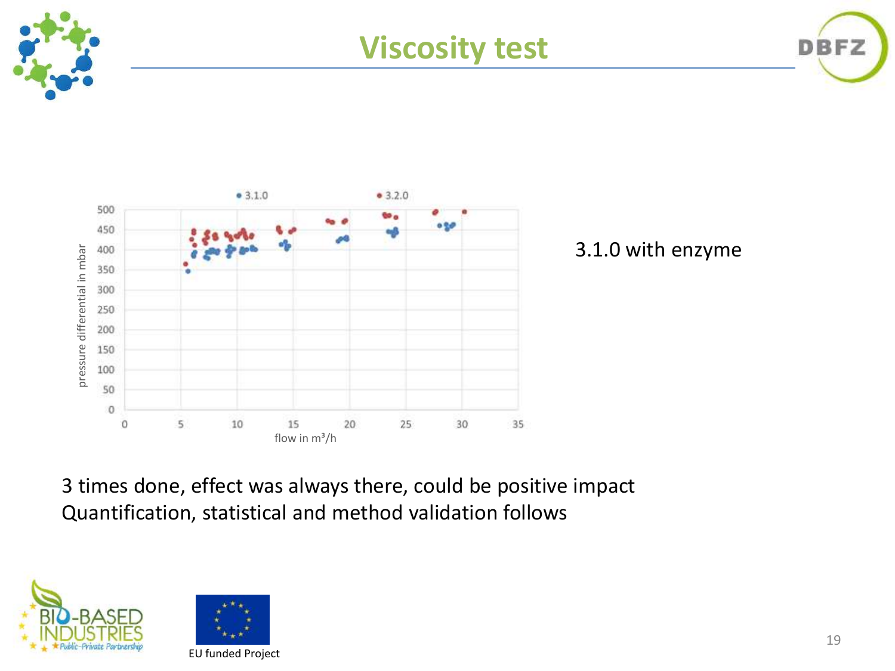# Viscosity test

3.1.0 with enzyme

3 times done, effect was always there, could be positive impact
Quantification, statistical and method validation follows

EU funded Project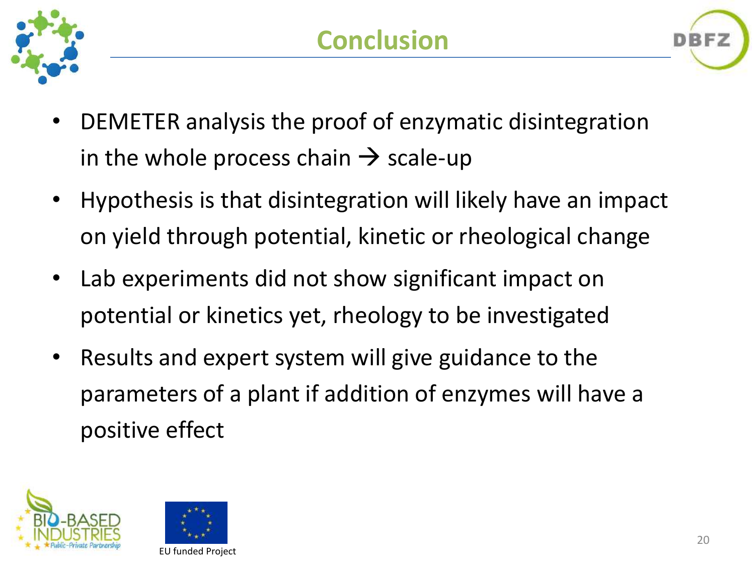# Conclusion

- DEMETER analysis the proof of enzymatic disintegration in the whole process chain → scale-up
- Hypothesis is that disintegration will likely have an impact on yield through potential, kinetic or rheological change
- Lab experiments did not show significant impact on potential or kinetics yet, rheology to be investigated
- Results and expert system will give guidance to the parameters of a plant if addition of enzymes will have a positive effect

EU funded Project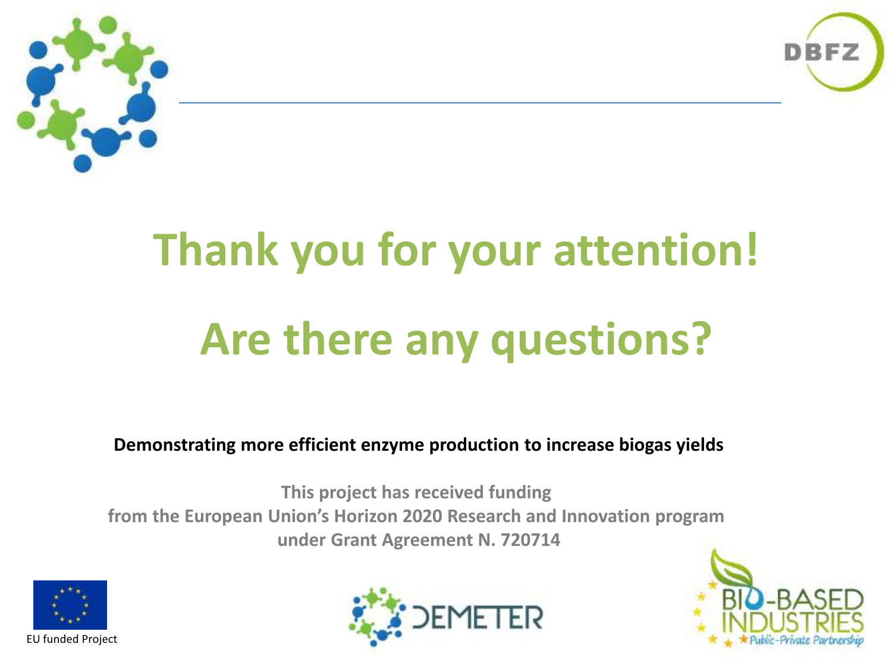# Thank you for your attention!

# Are there any questions?

**Demonstrating more efficient enzyme production to increase biogas yields**

**This project has received funding from the European Union's Horizon 2020 Research and Innovation program under Grant Agreement N. 720714**

EU funded Project